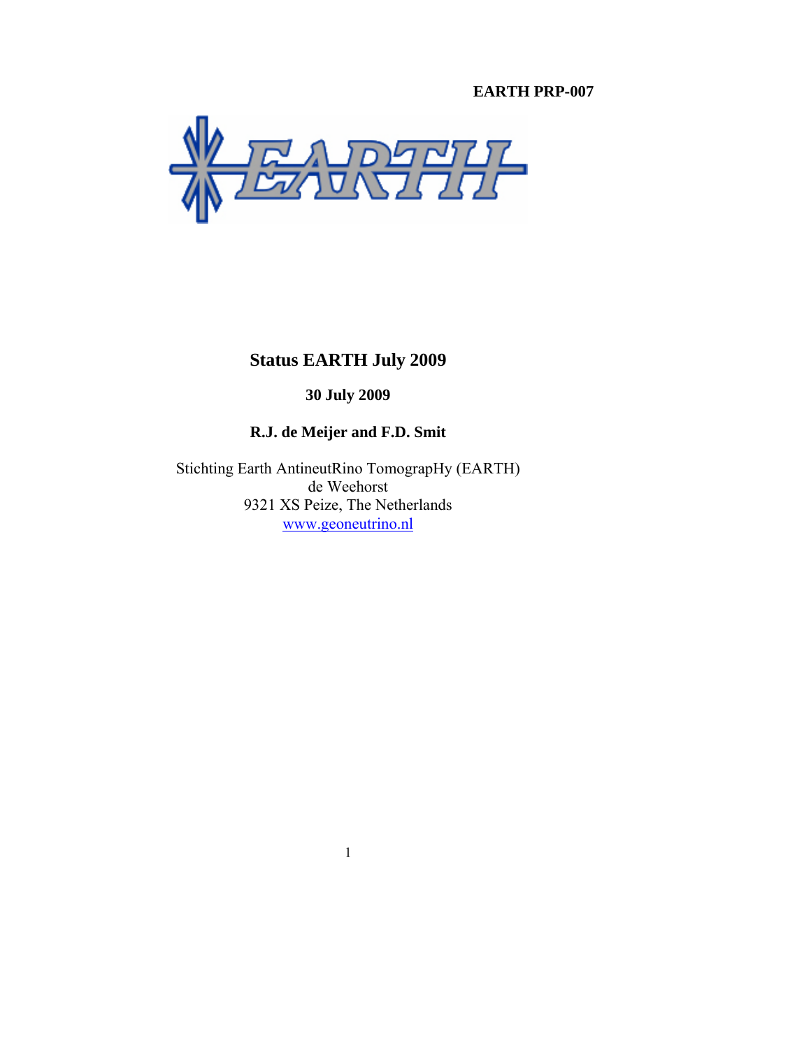**EARTH PRP-007**

# Status EARTH July 2009

**30 July 2009**

**R.J. de Meijer and F.D. Smit**

Stichting Earth AntineutRino TomograpHy (EARTH)
de Weehorst
9321 XS Peize, The Netherlands
www.geoneutrino.nl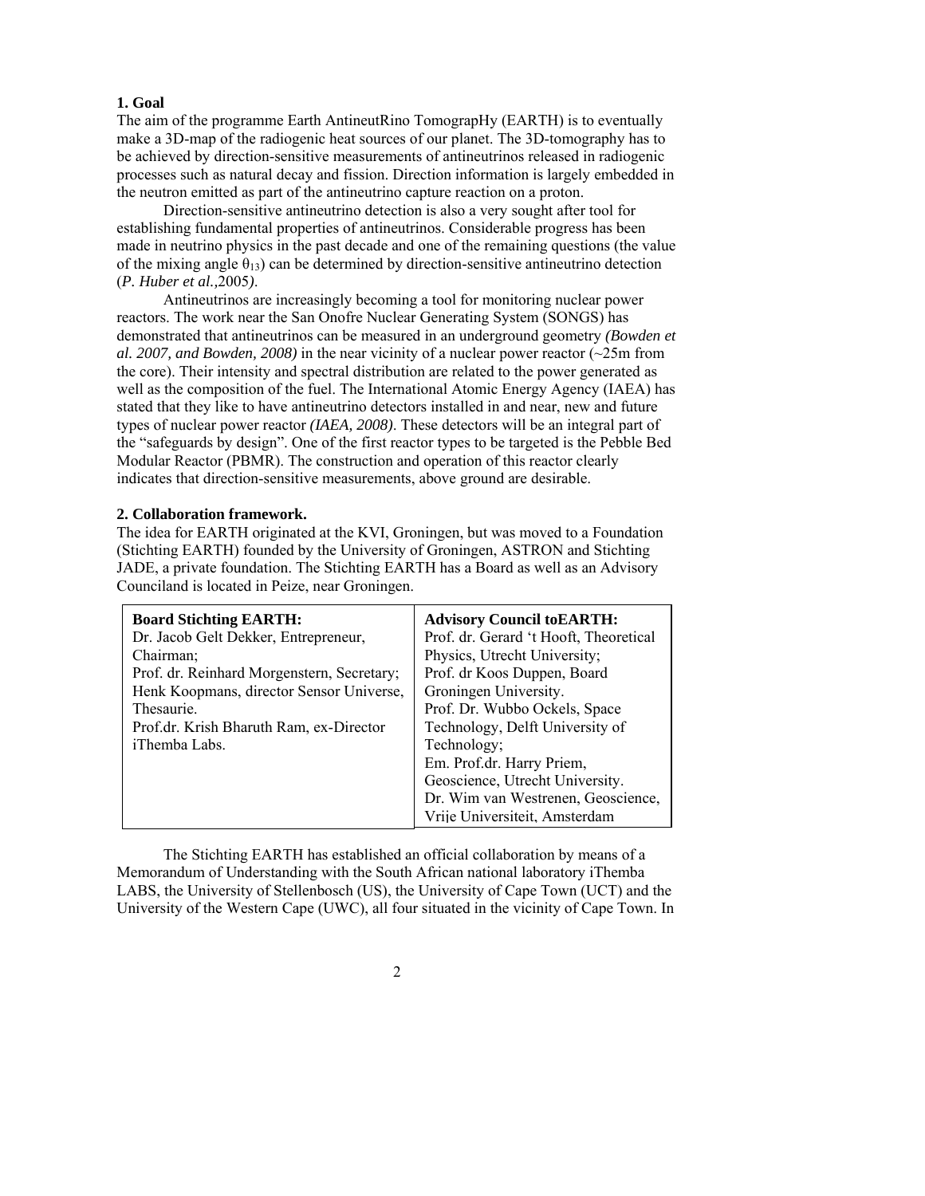### 1. Goal

The aim of the programme Earth AntineutRino TomograpHy (EARTH) is to eventually make a 3D-map of the radiogenic heat sources of our planet. The 3D-tomography has to be achieved by direction-sensitive measurements of antineutrinos released in radiogenic processes such as natural decay and fission. Direction information is largely embedded in the neutron emitted as part of the antineutrino capture reaction on a proton.

Direction-sensitive antineutrino detection is also a very sought after tool for establishing fundamental properties of antineutrinos. Considerable progress has been made in neutrino physics in the past decade and one of the remaining questions (the value of the mixing angle $\theta_{13}$) can be determined by direction-sensitive antineutrino detection (*P. Huber et al.,*2005*)*.

Antineutrinos are increasingly becoming a tool for monitoring nuclear power reactors. The work near the San Onofre Nuclear Generating System (SONGS) has demonstrated that antineutrinos can be measured in an underground geometry *(Bowden et al. 2007, and Bowden, 2008)* in the near vicinity of a nuclear power reactor (~25m from the core). Their intensity and spectral distribution are related to the power generated as well as the composition of the fuel. The International Atomic Energy Agency (IAEA) has stated that they like to have antineutrino detectors installed in and near, new and future types of nuclear power reactor *(IAEA, 2008)*. These detectors will be an integral part of the "safeguards by design". One of the first reactor types to be targeted is the Pebble Bed Modular Reactor (PBMR). The construction and operation of this reactor clearly indicates that direction-sensitive measurements, above ground are desirable.

### 2. Collaboration framework.

The idea for EARTH originated at the KVI, Groningen, but was moved to a Foundation (Stichting EARTH) founded by the University of Groningen, ASTRON and Stichting JADE, a private foundation. The Stichting EARTH has a Board as well as an Advisory Counciland is located in Peize, near Groningen.

| **Board Stichting EARTH:** | **Advisory Council toEARTH:** |
|---|---|
| Dr. Jacob Gelt Dekker, Entrepreneur, Chairman;<br>Prof. dr. Reinhard Morgenstern, Secretary;<br>Henk Koopmans, director Sensor Universe, Thesaurie.<br>Prof.dr. Krish Bharuth Ram, ex-Director iThemba Labs. | Prof. dr. Gerard 't Hooft, Theoretical Physics, Utrecht University;<br>Prof. dr Koos Duppen, Board Groningen University.<br>Prof. Dr. Wubbo Ockels, Space Technology, Delft University of Technology;<br>Em. Prof.dr. Harry Priem, Geoscience, Utrecht University.<br>Dr. Wim van Westrenen, Geoscience, Vrije Universiteit, Amsterdam |

The Stichting EARTH has established an official collaboration by means of a Memorandum of Understanding with the South African national laboratory iThemba LABS, the University of Stellenbosch (US), the University of Cape Town (UCT) and the University of the Western Cape (UWC), all four situated in the vicinity of Cape Town. In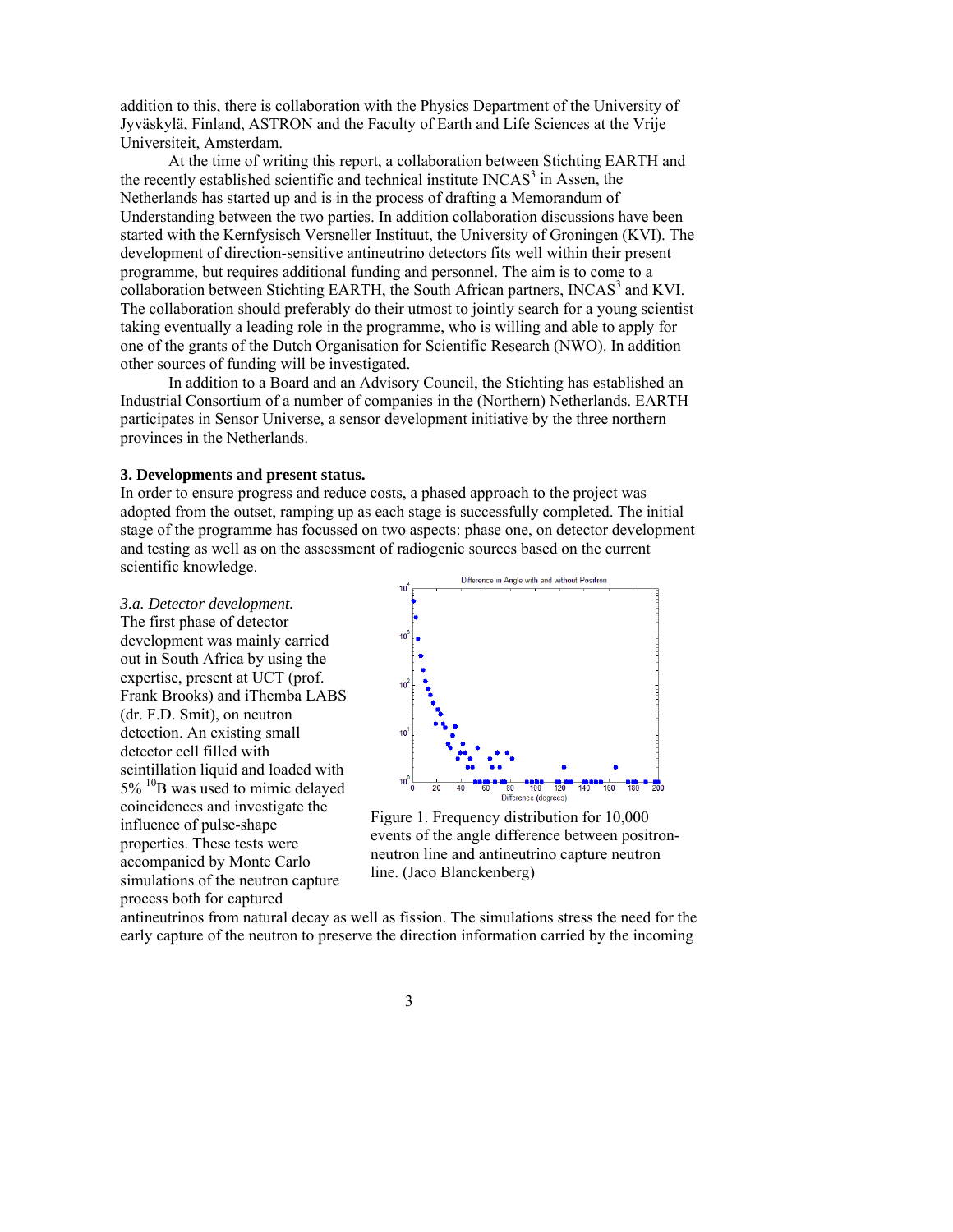addition to this, there is collaboration with the Physics Department of the University of Jyväskylä, Finland, ASTRON and the Faculty of Earth and Life Sciences at the Vrije Universiteit, Amsterdam.

At the time of writing this report, a collaboration between Stichting EARTH and the recently established scientific and technical institute INCAS[3] in Assen, the Netherlands has started up and is in the process of drafting a Memorandum of Understanding between the two parties. In addition collaboration discussions have been started with the Kernfysisch Versneller Instituut, the University of Groningen (KVI). The development of direction-sensitive antineutrino detectors fits well within their present programme, but requires additional funding and personnel. The aim is to come to a collaboration between Stichting EARTH, the South African partners, INCAS[3] and KVI. The collaboration should preferably do their utmost to jointly search for a young scientist taking eventually a leading role in the programme, who is willing and able to apply for one of the grants of the Dutch Organisation for Scientific Research (NWO). In addition other sources of funding will be investigated.

In addition to a Board and an Advisory Council, the Stichting has established an Industrial Consortium of a number of companies in the (Northern) Netherlands. EARTH participates in Sensor Universe, a sensor development initiative by the three northern provinces in the Netherlands.

**3. Developments and present status.**

In order to ensure progress and reduce costs, a phased approach to the project was adopted from the outset, ramping up as each stage is successfully completed. The initial stage of the programme has focussed on two aspects: phase one, on detector development and testing as well as on the assessment of radiogenic sources based on the current scientific knowledge.

*3.a. Detector development.*

The first phase of detector development was mainly carried out in South Africa by using the expertise, present at UCT (prof. Frank Brooks) and iThemba LABS (dr. F.D. Smit), on neutron detection. An existing small detector cell filled with scintillation liquid and loaded with 5% $^{10}B$ was used to mimic delayed coincidences and investigate the influence of pulse-shape properties. These tests were accompanied by Monte Carlo simulations of the neutron capture process both for captured antineutrinos from natural decay as well as fission. The simulations stress the need for the early capture of the neutron to preserve the direction information carried by the incoming

Figure 1. Frequency distribution for 10,000 events of the angle difference between positron-neutron line and antineutrino capture neutron line. (Jaco Blanckenberg)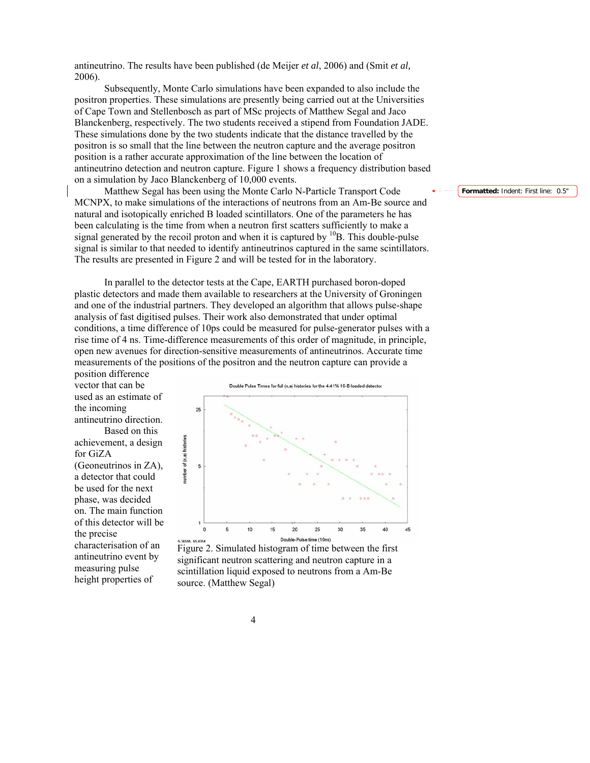antineutrino. The results have been published (de Meijer *et al*, 2006) and (Smit *et al,* 2006).

Subsequently, Monte Carlo simulations have been expanded to also include the positron properties. These simulations are presently being carried out at the Universities of Cape Town and Stellenbosch as part of MSc projects of Matthew Segal and Jaco Blanckenberg, respectively. The two students received a stipend from Foundation JADE. These simulations done by the two students indicate that the distance travelled by the positron is so small that the line between the neutron capture and the average positron position is a rather accurate approximation of the line between the location of antineutrino detection and neutron capture. Figure 1 shows a frequency distribution based on a simulation by Jaco Blanckenberg of 10,000 events.

Matthew Segal has been using the Monte Carlo N-Particle Transport Code MCNPX, to make simulations of the interactions of neutrons from an Am-Be source and natural and isotopically enriched B loaded scintillators. One of the parameters he has been calculating is the time from when a neutron first scatters sufficiently to make a signal generated by the recoil proton and when it is captured by $^{10}$B. This double-pulse signal is similar to that needed to identify antineutrinos captured in the same scintillators. The results are presented in Figure 2 and will be tested for in the laboratory.

In parallel to the detector tests at the Cape, EARTH purchased boron-doped plastic detectors and made them available to researchers at the University of Groningen and one of the industrial partners. They developed an algorithm that allows pulse-shape analysis of fast digitised pulses. Their work also demonstrated that under optimal conditions, a time difference of 10ps could be measured for pulse-generator pulses with a rise time of 4 ns. Time-difference measurements of this order of magnitude, in principle, open new avenues for direction-sensitive measurements of antineutrinos. Accurate time measurements of the positions of the positron and the neutron capture can provide a position difference vector that can be used as an estimate of the incoming antineutrino direction.

Based on this achievement, a design for GiZA (Geoneutrinos in ZA), a detector that could be used for the next phase, was decided on. The main function of this detector will be the precise characterisation of an antineutrino event by measuring pulse height properties of

Figure 2. Simulated histogram of time between the first significant neutron scattering and neutron capture in a scintillation liquid exposed to neutrons from a Am-Be source. (Matthew Segal)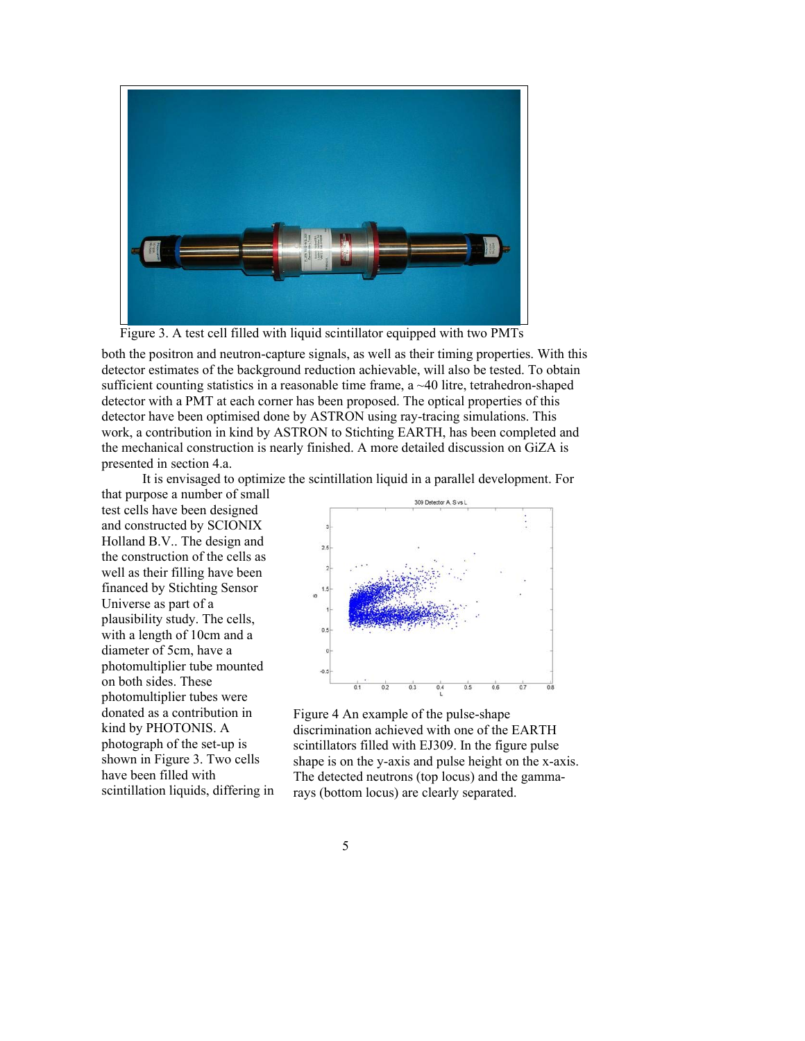Figure 3. A test cell filled with liquid scintillator equipped with two PMTs

both the positron and neutron-capture signals, as well as their timing properties. With this detector estimates of the background reduction achievable, will also be tested. To obtain sufficient counting statistics in a reasonable time frame, a ~40 litre, tetrahedron-shaped detector with a PMT at each corner has been proposed. The optical properties of this detector have been optimised done by ASTRON using ray-tracing simulations. This work, a contribution in kind by ASTRON to Stichting EARTH, has been completed and the mechanical construction is nearly finished. A more detailed discussion on GiZA is presented in section 4.a.

It is envisaged to optimize the scintillation liquid in a parallel development. For that purpose a number of small test cells have been designed and constructed by SCIONIX Holland B.V.. The design and the construction of the cells as well as their filling have been financed by Stichting Sensor Universe as part of a plausibility study. The cells, with a length of 10cm and a diameter of 5cm, have a photomultiplier tube mounted on both sides. These photomultiplier tubes were donated as a contribution in kind by PHOTONIS. A photograph of the set-up is shown in Figure 3. Two cells have been filled with scintillation liquids, differing in

Figure 4 An example of the pulse-shape discrimination achieved with one of the EARTH scintillators filled with EJ309. In the figure pulse shape is on the y-axis and pulse height on the x-axis. The detected neutrons (top locus) and the gamma-rays (bottom locus) are clearly separated.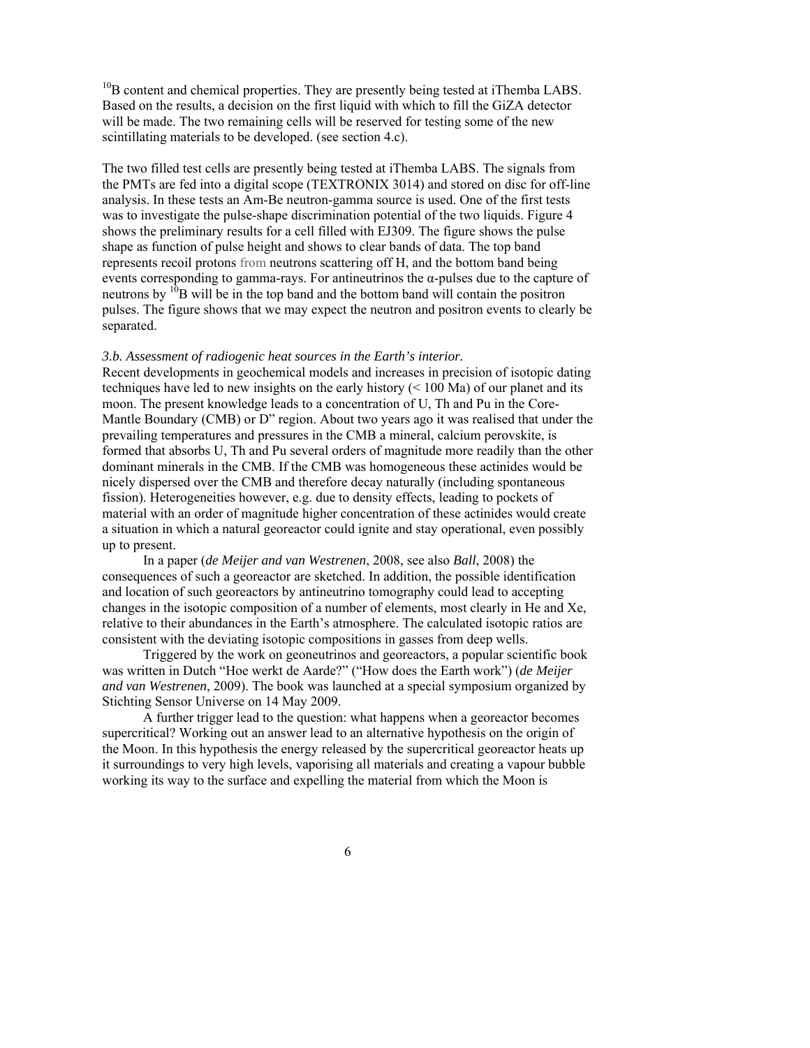$^{10}B$ content and chemical properties. They are presently being tested at iThemba LABS. Based on the results, a decision on the first liquid with which to fill the GiZA detector will be made. The two remaining cells will be reserved for testing some of the new scintillating materials to be developed. (see section 4.c).

The two filled test cells are presently being tested at iThemba LABS. The signals from the PMTs are fed into a digital scope (TEXTRONIX 3014) and stored on disc for off-line analysis. In these tests an Am-Be neutron-gamma source is used. One of the first tests was to investigate the pulse-shape discrimination potential of the two liquids. Figure 4 shows the preliminary results for a cell filled with EJ309. The figure shows the pulse shape as function of pulse height and shows to clear bands of data. The top band represents recoil protons from neutrons scattering off H, and the bottom band being events corresponding to gamma-rays. For antineutrinos the α-pulses due to the capture of neutrons by $^{10}B$ will be in the top band and the bottom band will contain the positron pulses. The figure shows that we may expect the neutron and positron events to clearly be separated.

*3.b. Assessment of radiogenic heat sources in the Earth's interior.*

Recent developments in geochemical models and increases in precision of isotopic dating techniques have led to new insights on the early history (< 100 Ma) of our planet and its moon. The present knowledge leads to a concentration of U, Th and Pu in the Core-Mantle Boundary (CMB) or D" region. About two years ago it was realised that under the prevailing temperatures and pressures in the CMB a mineral, calcium perovskite, is formed that absorbs U, Th and Pu several orders of magnitude more readily than the other dominant minerals in the CMB. If the CMB was homogeneous these actinides would be nicely dispersed over the CMB and therefore decay naturally (including spontaneous fission). Heterogeneities however, e.g. due to density effects, leading to pockets of material with an order of magnitude higher concentration of these actinides would create a situation in which a natural georeactor could ignite and stay operational, even possibly up to present.

In a paper (*de Meijer and van Westrenen*, 2008, see also *Ball*, 2008) the consequences of such a georeactor are sketched. In addition, the possible identification and location of such georeactors by antineutrino tomography could lead to accepting changes in the isotopic composition of a number of elements, most clearly in He and Xe, relative to their abundances in the Earth's atmosphere. The calculated isotopic ratios are consistent with the deviating isotopic compositions in gasses from deep wells.

Triggered by the work on geoneutrinos and georeactors, a popular scientific book was written in Dutch "Hoe werkt de Aarde?" ("How does the Earth work") (*de Meijer and van Westrenen*, 2009). The book was launched at a special symposium organized by Stichting Sensor Universe on 14 May 2009.

A further trigger lead to the question: what happens when a georeactor becomes supercritical? Working out an answer lead to an alternative hypothesis on the origin of the Moon. In this hypothesis the energy released by the supercritical georeactor heats up it surroundings to very high levels, vaporising all materials and creating a vapour bubble working its way to the surface and expelling the material from which the Moon is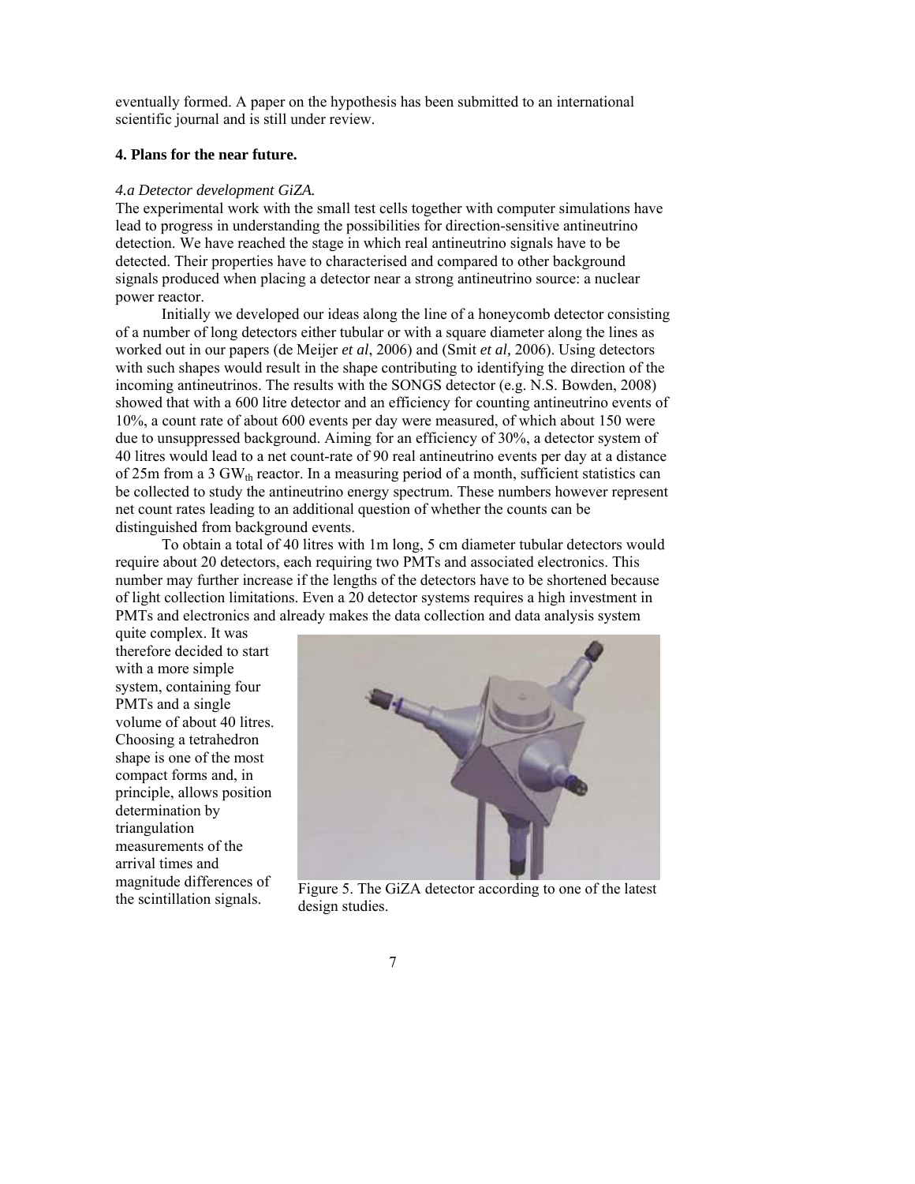eventually formed. A paper on the hypothesis has been submitted to an international scientific journal and is still under review.

**4. Plans for the near future.**

*4.a Detector development GiZA.*

The experimental work with the small test cells together with computer simulations have lead to progress in understanding the possibilities for direction-sensitive antineutrino detection. We have reached the stage in which real antineutrino signals have to be detected. Their properties have to characterised and compared to other background signals produced when placing a detector near a strong antineutrino source: a nuclear power reactor.

Initially we developed our ideas along the line of a honeycomb detector consisting of a number of long detectors either tubular or with a square diameter along the lines as worked out in our papers (de Meijer *et al*, 2006) and (Smit *et al*, 2006). Using detectors with such shapes would result in the shape contributing to identifying the direction of the incoming antineutrinos. The results with the SONGS detector (e.g. N.S. Bowden, 2008) showed that with a 600 litre detector and an efficiency for counting antineutrino events of 10%, a count rate of about 600 events per day were measured, of which about 150 were due to unsuppressed background. Aiming for an efficiency of 30%, a detector system of 40 litres would lead to a net count-rate of 90 real antineutrino events per day at a distance of 25m from a 3 $GW_{th}$ reactor. In a measuring period of a month, sufficient statistics can be collected to study the antineutrino energy spectrum. These numbers however represent net count rates leading to an additional question of whether the counts can be distinguished from background events.

To obtain a total of 40 litres with 1m long, 5 cm diameter tubular detectors would require about 20 detectors, each requiring two PMTs and associated electronics. This number may further increase if the lengths of the detectors have to be shortened because of light collection limitations. Even a 20 detector systems requires a high investment in PMTs and electronics and already makes the data collection and data analysis system quite complex. It was therefore decided to start with a more simple system, containing four PMTs and a single volume of about 40 litres. Choosing a tetrahedron shape is one of the most compact forms and, in principle, allows position determination by triangulation measurements of the arrival times and magnitude differences of the scintillation signals.

Figure 5. The GiZA detector according to one of the latest design studies.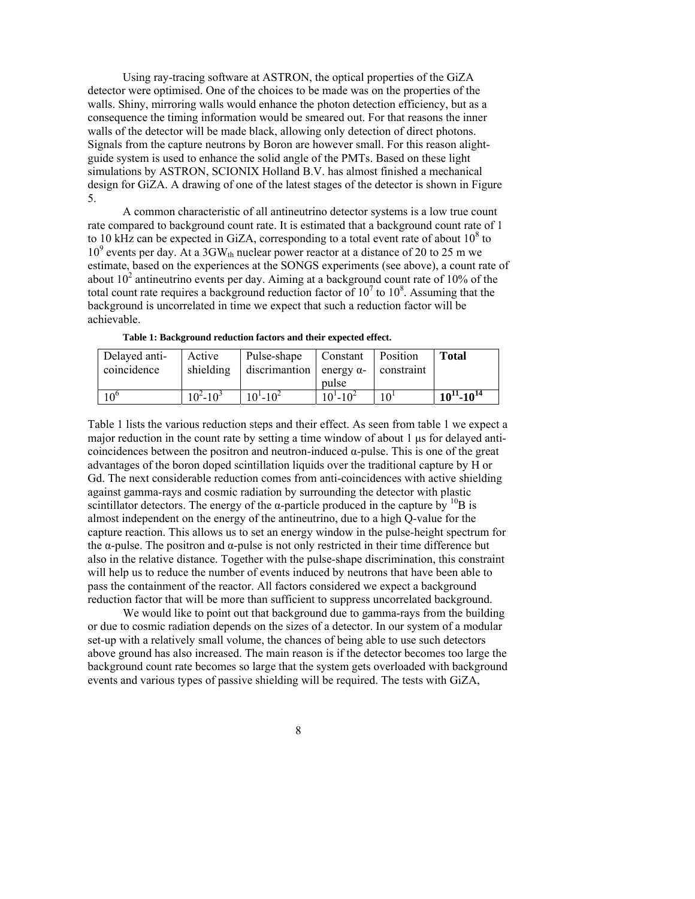Using ray-tracing software at ASTRON, the optical properties of the GiZA detector were optimised. One of the choices to be made was on the properties of the walls. Shiny, mirroring walls would enhance the photon detection efficiency, but as a consequence the timing information would be smeared out. For that reasons the inner walls of the detector will be made black, allowing only detection of direct photons. Signals from the capture neutrons by Boron are however small. For this reason alight-guide system is used to enhance the solid angle of the PMTs. Based on these light simulations by ASTRON, SCIONIX Holland B.V. has almost finished a mechanical design for GiZA. A drawing of one of the latest stages of the detector is shown in Figure 5.

A common characteristic of all antineutrino detector systems is a low true count rate compared to background count rate. It is estimated that a background count rate of 1 to 10 kHz can be expected in GiZA, corresponding to a total event rate of about $10^8$ to $10^9$ events per day. At a $3GW_{th}$ nuclear power reactor at a distance of 20 to 25 m we estimate, based on the experiences at the SONGS experiments (see above), a count rate of about $10^2$ antineutrino events per day. Aiming at a background count rate of 10% of the total count rate requires a background reduction factor of $10^7$ to $10^8$. Assuming that the background is uncorrelated in time we expect that such a reduction factor will be achievable.

**Table 1: Background reduction factors and their expected effect.**

| Delayed anti-coincidence | Active shielding | Pulse-shape discrimantion | Constant energy α-pulse | Position constraint | **Total** |
|---|---|---|---|---|---|
| $10^6$ | $10^2$-$10^3$ | $10^1$-$10^2$ | $10^1$-$10^2$ | $10^1$ | $\mathbf{10^{11}}$**-**$\mathbf{10^{14}}$ |

Table 1 lists the various reduction steps and their effect. As seen from table 1 we expect a major reduction in the count rate by setting a time window of about 1 μs for delayed anti-coincidences between the positron and neutron-induced α-pulse. This is one of the great advantages of the boron doped scintillation liquids over the traditional capture by H or Gd. The next considerable reduction comes from anti-coincidences with active shielding against gamma-rays and cosmic radiation by surrounding the detector with plastic scintillator detectors. The energy of the α-particle produced in the capture by $^{10}B$ is almost independent on the energy of the antineutrino, due to a high Q-value for the capture reaction. This allows us to set an energy window in the pulse-height spectrum for the α-pulse. The positron and α-pulse is not only restricted in their time difference but also in the relative distance. Together with the pulse-shape discrimination, this constraint will help us to reduce the number of events induced by neutrons that have been able to pass the containment of the reactor. All factors considered we expect a background reduction factor that will be more than sufficient to suppress uncorrelated background.

We would like to point out that background due to gamma-rays from the building or due to cosmic radiation depends on the sizes of a detector. In our system of a modular set-up with a relatively small volume, the chances of being able to use such detectors above ground has also increased. The main reason is if the detector becomes too large the background count rate becomes so large that the system gets overloaded with background events and various types of passive shielding will be required. The tests with GiZA,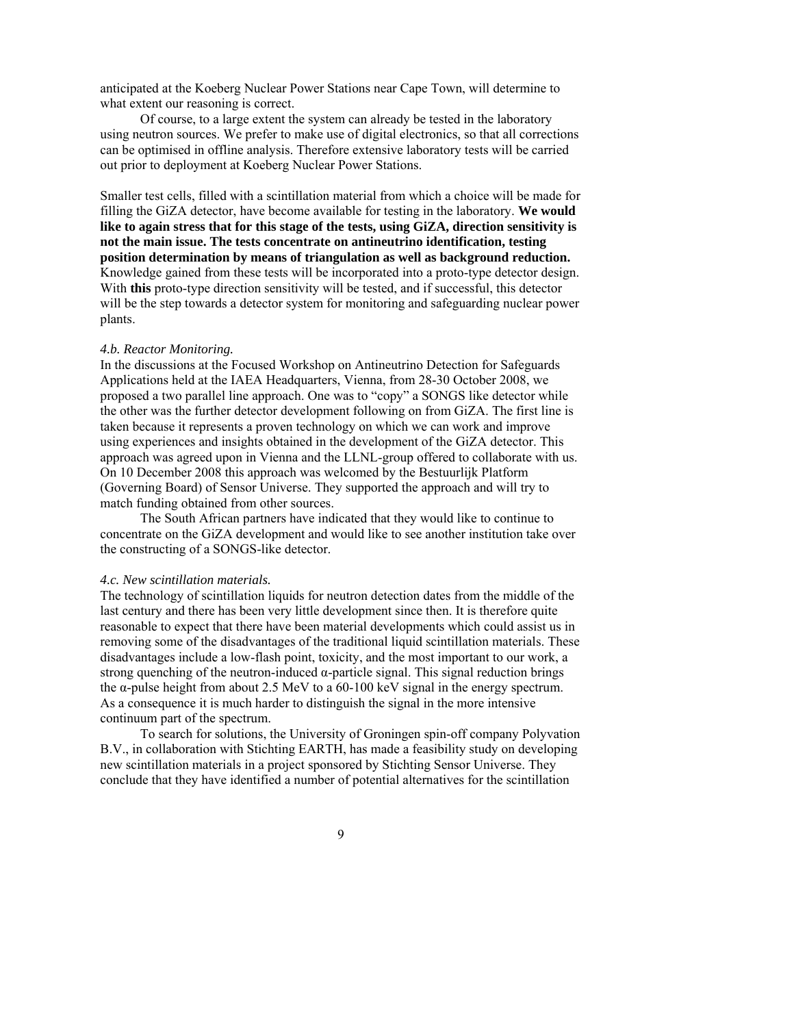anticipated at the Koeberg Nuclear Power Stations near Cape Town, will determine to what extent our reasoning is correct.

Of course, to a large extent the system can already be tested in the laboratory using neutron sources. We prefer to make use of digital electronics, so that all corrections can be optimised in offline analysis. Therefore extensive laboratory tests will be carried out prior to deployment at Koeberg Nuclear Power Stations.

Smaller test cells, filled with a scintillation material from which a choice will be made for filling the GiZA detector, have become available for testing in the laboratory. **We would like to again stress that for this stage of the tests, using GiZA, direction sensitivity is not the main issue. The tests concentrate on antineutrino identification, testing position determination by means of triangulation as well as background reduction.** Knowledge gained from these tests will be incorporated into a proto-type detector design. With **this** proto-type direction sensitivity will be tested, and if successful, this detector will be the step towards a detector system for monitoring and safeguarding nuclear power plants.

*4.b. Reactor Monitoring.*

In the discussions at the Focused Workshop on Antineutrino Detection for Safeguards Applications held at the IAEA Headquarters, Vienna, from 28-30 October 2008, we proposed a two parallel line approach. One was to "copy" a SONGS like detector while the other was the further detector development following on from GiZA. The first line is taken because it represents a proven technology on which we can work and improve using experiences and insights obtained in the development of the GiZA detector. This approach was agreed upon in Vienna and the LLNL-group offered to collaborate with us. On 10 December 2008 this approach was welcomed by the Bestuurlijk Platform (Governing Board) of Sensor Universe. They supported the approach and will try to match funding obtained from other sources.

The South African partners have indicated that they would like to continue to concentrate on the GiZA development and would like to see another institution take over the constructing of a SONGS-like detector.

*4.c. New scintillation materials.*

The technology of scintillation liquids for neutron detection dates from the middle of the last century and there has been very little development since then. It is therefore quite reasonable to expect that there have been material developments which could assist us in removing some of the disadvantages of the traditional liquid scintillation materials. These disadvantages include a low-flash point, toxicity, and the most important to our work, a strong quenching of the neutron-induced α-particle signal. This signal reduction brings the α-pulse height from about 2.5 MeV to a 60-100 keV signal in the energy spectrum. As a consequence it is much harder to distinguish the signal in the more intensive continuum part of the spectrum.

To search for solutions, the University of Groningen spin-off company Polyvation B.V., in collaboration with Stichting EARTH, has made a feasibility study on developing new scintillation materials in a project sponsored by Stichting Sensor Universe. They conclude that they have identified a number of potential alternatives for the scintillation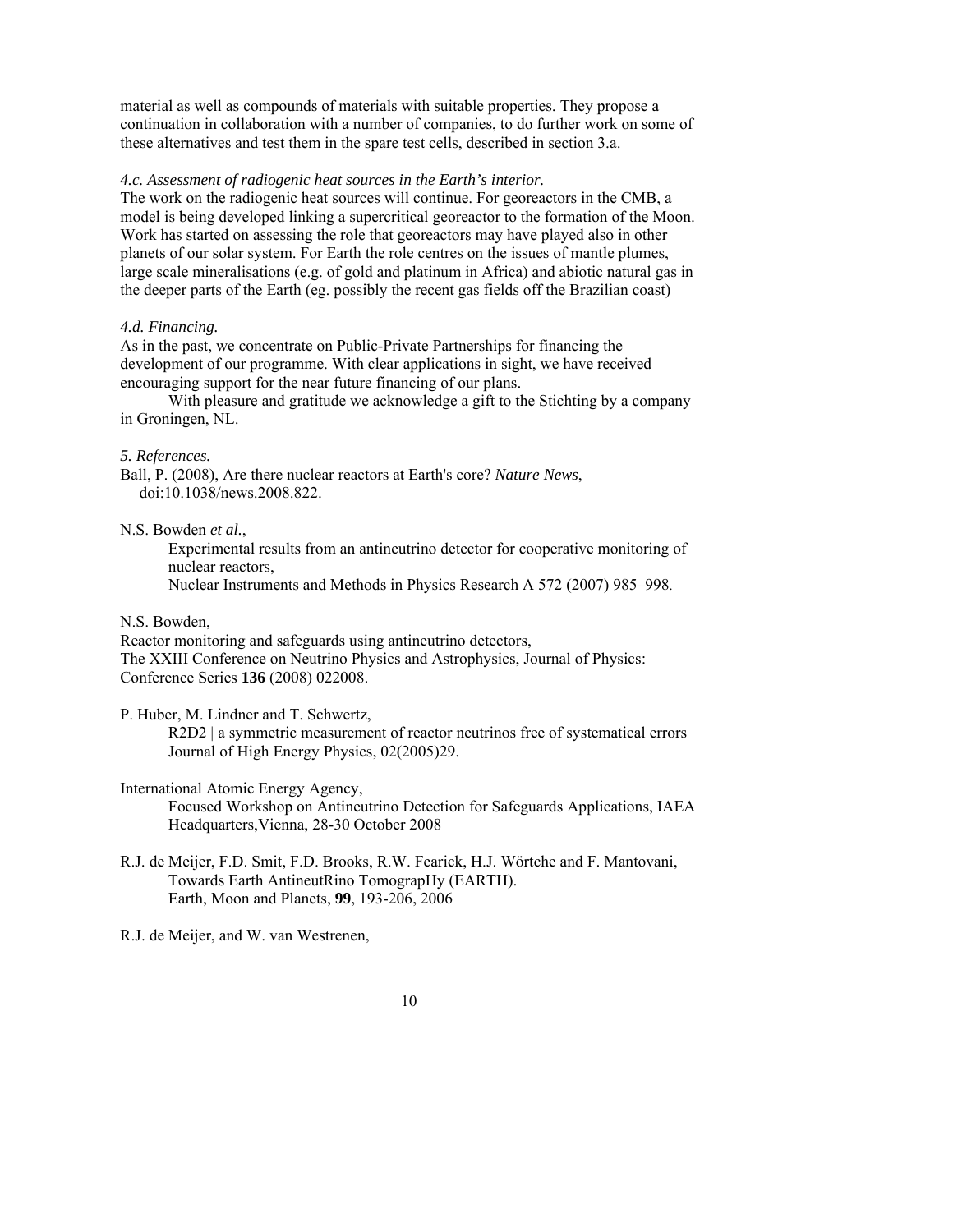material as well as compounds of materials with suitable properties. They propose a continuation in collaboration with a number of companies, to do further work on some of these alternatives and test them in the spare test cells, described in section 3.a.

*4.c. Assessment of radiogenic heat sources in the Earth's interior.*

The work on the radiogenic heat sources will continue. For georeactors in the CMB, a model is being developed linking a supercritical georeactor to the formation of the Moon. Work has started on assessing the role that georeactors may have played also in other planets of our solar system. For Earth the role centres on the issues of mantle plumes, large scale mineralisations (e.g. of gold and platinum in Africa) and abiotic natural gas in the deeper parts of the Earth (eg. possibly the recent gas fields off the Brazilian coast)

*4.d. Financing.*

As in the past, we concentrate on Public-Private Partnerships for financing the development of our programme. With clear applications in sight, we have received encouraging support for the near future financing of our plans.

With pleasure and gratitude we acknowledge a gift to the Stichting by a company in Groningen, NL.

*5. References.*

Ball, P. (2008), Are there nuclear reactors at Earth's core? *Nature News*, doi:10.1038/news.2008.822.

N.S. Bowden *et al.*,
Experimental results from an antineutrino detector for cooperative monitoring of nuclear reactors,
Nuclear Instruments and Methods in Physics Research A 572 (2007) 985–998.

N.S. Bowden,
Reactor monitoring and safeguards using antineutrino detectors,
The XXIII Conference on Neutrino Physics and Astrophysics, Journal of Physics: Conference Series **136** (2008) 022008.

P. Huber, M. Lindner and T. Schwertz,
R2D2 | a symmetric measurement of reactor neutrinos free of systematical errors
Journal of High Energy Physics, 02(2005)29.

International Atomic Energy Agency,
Focused Workshop on Antineutrino Detection for Safeguards Applications, IAEA Headquarters,Vienna, 28-30 October 2008

R.J. de Meijer, F.D. Smit, F.D. Brooks, R.W. Fearick, H.J. Wörtche and F. Mantovani,
Towards Earth AntineutRino TomograpHy (EARTH).
Earth, Moon and Planets, **99**, 193-206, 2006

R.J. de Meijer, and W. van Westrenen,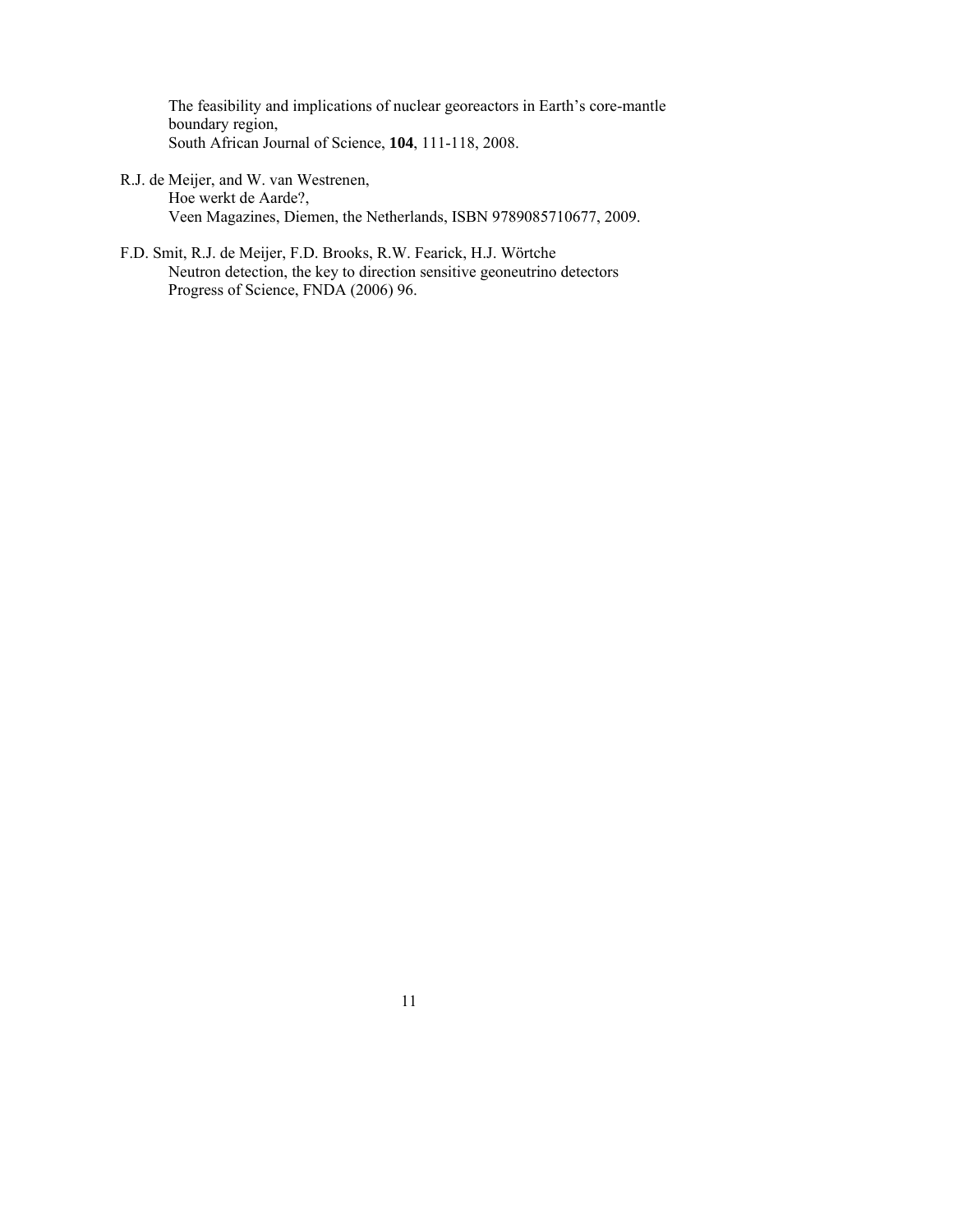The feasibility and implications of nuclear georeactors in Earth's core-mantle boundary region,
South African Journal of Science, **104**, 111-118, 2008.

R.J. de Meijer, and W. van Westrenen,
Hoe werkt de Aarde?,
Veen Magazines, Diemen, the Netherlands, ISBN 9789085710677, 2009.

F.D. Smit, R.J. de Meijer, F.D. Brooks, R.W. Fearick, H.J. Wörtche
Neutron detection, the key to direction sensitive geoneutrino detectors
Progress of Science, FNDA (2006) 96.